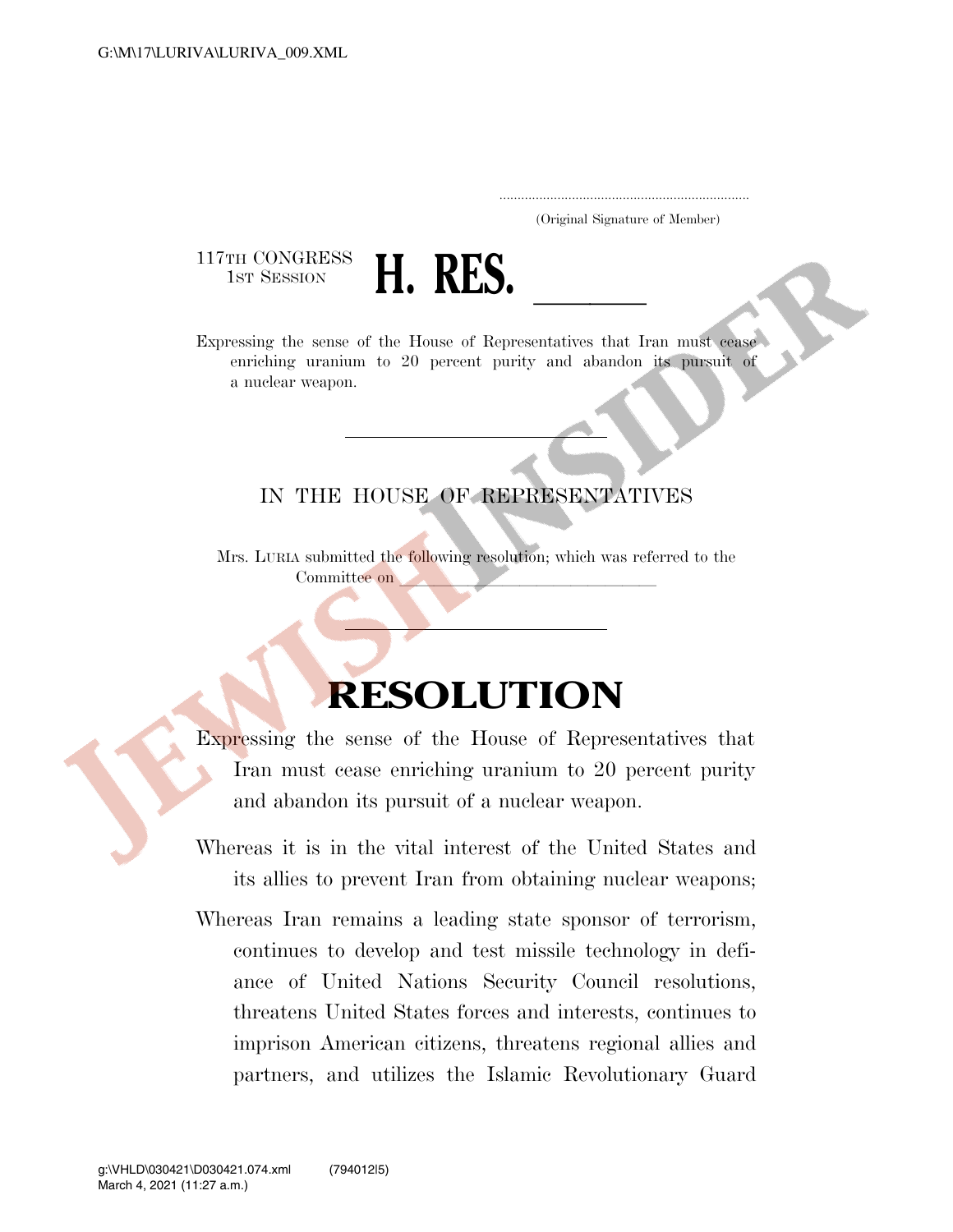(Original Signature of Member)

117TH CONGRESS
1ST SESSION

# H. RES. \_\_\_\_\_\_

Expressing the sense of the House of Representatives that Iran must cease enriching uranium to 20 percent purity and abandon its pursuit of a nuclear weapon.

IN THE HOUSE OF REPRESENTATIVES

Mrs. LURIA submitted the following resolution; which was referred to the Committee on \_\_\_\_\_\_\_\_\_\_\_\_\_\_\_\_\_\_\_\_\_\_\_\_\_\_

# RESOLUTION

Expressing the sense of the House of Representatives that Iran must cease enriching uranium to 20 percent purity and abandon its pursuit of a nuclear weapon.

Whereas it is in the vital interest of the United States and its allies to prevent Iran from obtaining nuclear weapons;

Whereas Iran remains a leading state sponsor of terrorism, continues to develop and test missile technology in defiance of United Nations Security Council resolutions, threatens United States forces and interests, continues to imprison American citizens, threatens regional allies and partners, and utilizes the Islamic Revolutionary Guard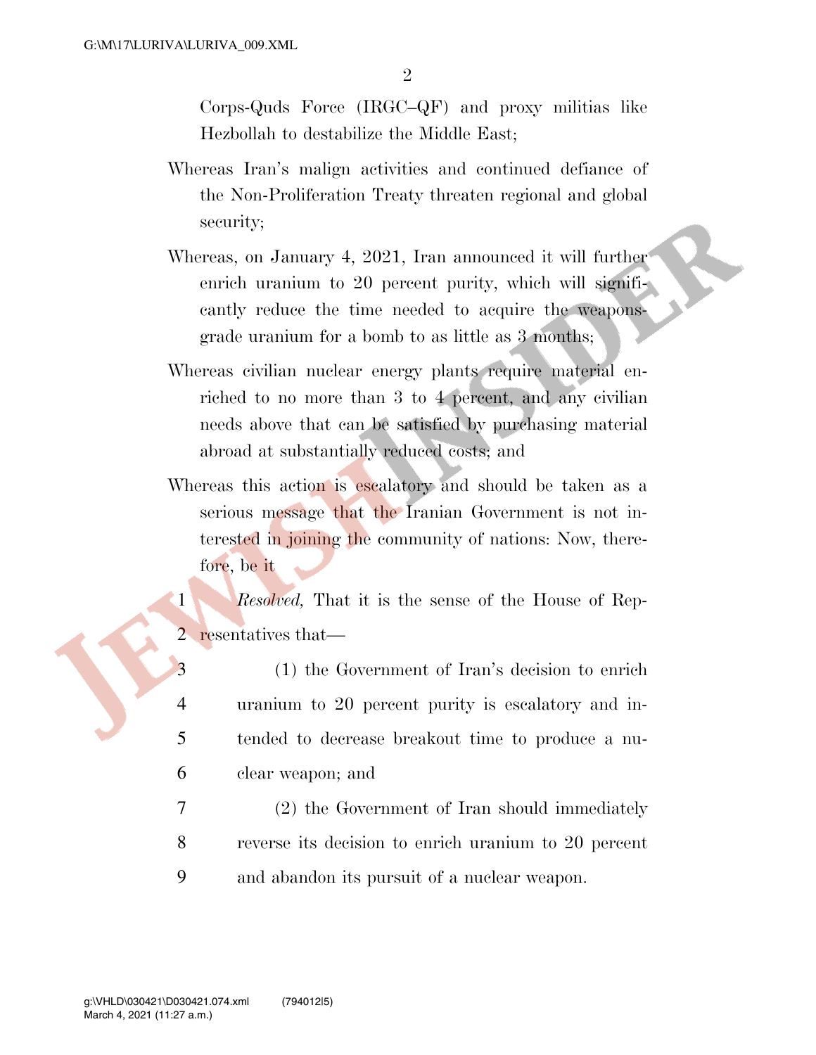Corps-Quds Force (IRGC–QF) and proxy militias like Hezbollah to destabilize the Middle East;

Whereas Iran's malign activities and continued defiance of the Non-Proliferation Treaty threaten regional and global security;

Whereas, on January 4, 2021, Iran announced it will further enrich uranium to 20 percent purity, which will significantly reduce the time needed to acquire the weapons-grade uranium for a bomb to as little as 3 months;

Whereas civilian nuclear energy plants require material enriched to no more than 3 to 4 percent, and any civilian needs above that can be satisfied by purchasing material abroad at substantially reduced costs; and

Whereas this action is escalatory and should be taken as a serious message that the Iranian Government is not interested in joining the community of nations: Now, therefore, be it

*Resolved,* That it is the sense of the House of Representatives that—

(1) the Government of Iran's decision to enrich uranium to 20 percent purity is escalatory and intended to decrease breakout time to produce a nuclear weapon; and

(2) the Government of Iran should immediately reverse its decision to enrich uranium to 20 percent and abandon its pursuit of a nuclear weapon.